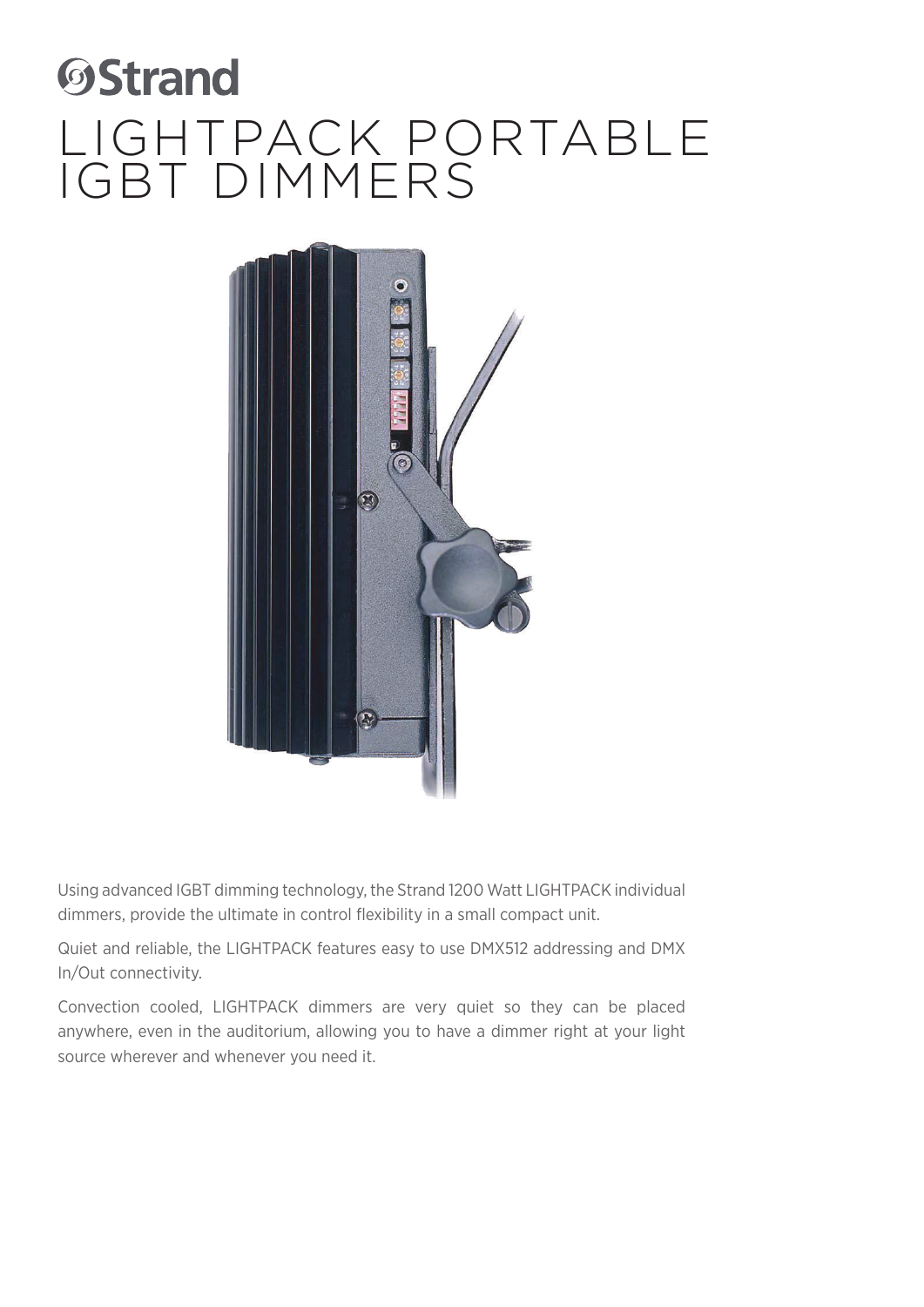Strand

# LIGHTPACK PORTABLE IGBT DIMMERS

Using advanced IGBT dimming technology, the Strand 1200 Watt LIGHTPACK individual dimmers, provide the ultimate in control flexibility in a small compact unit.

Quiet and reliable, the LIGHTPACK features easy to use DMX512 addressing and DMX In/Out connectivity.

Convection cooled, LIGHTPACK dimmers are very quiet so they can be placed anywhere, even in the auditorium, allowing you to have a dimmer right at your light source wherever and whenever you need it.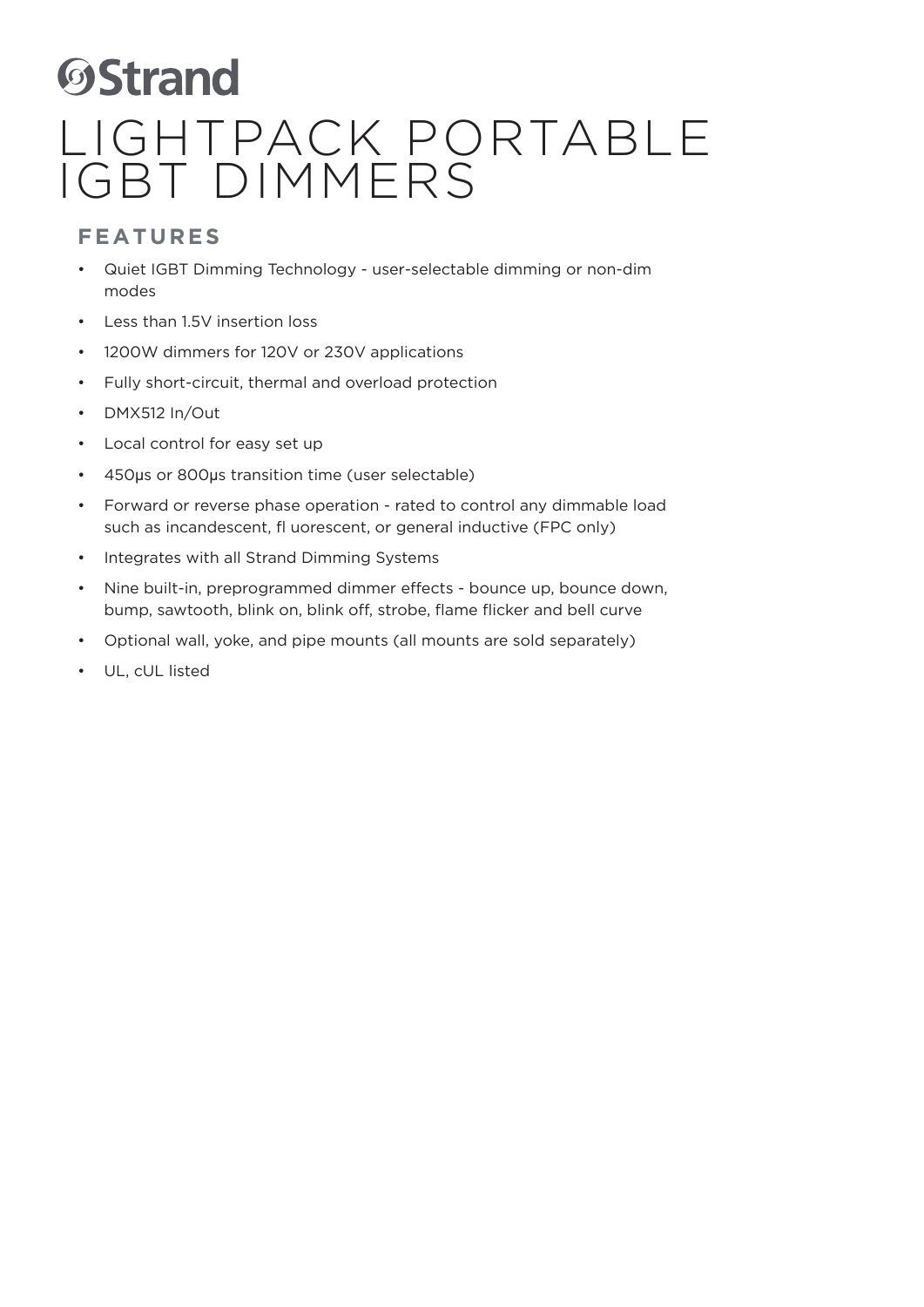Strand

# LIGHTPACK PORTABLE IGBT DIMMERS

## FEATURES

- Quiet IGBT Dimming Technology - user-selectable dimming or non-dim modes
- Less than 1.5V insertion loss
- 1200W dimmers for 120V or 230V applications
- Fully short-circuit, thermal and overload protection
- DMX512 In/Out
- Local control for easy set up
- 450μs or 800μs transition time (user selectable)
- Forward or reverse phase operation - rated to control any dimmable load such as incandescent, fl uorescent, or general inductive (FPC only)
- Integrates with all Strand Dimming Systems
- Nine built-in, preprogrammed dimmer effects - bounce up, bounce down, bump, sawtooth, blink on, blink off, strobe, flame flicker and bell curve
- Optional wall, yoke, and pipe mounts (all mounts are sold separately)
- UL, cUL listed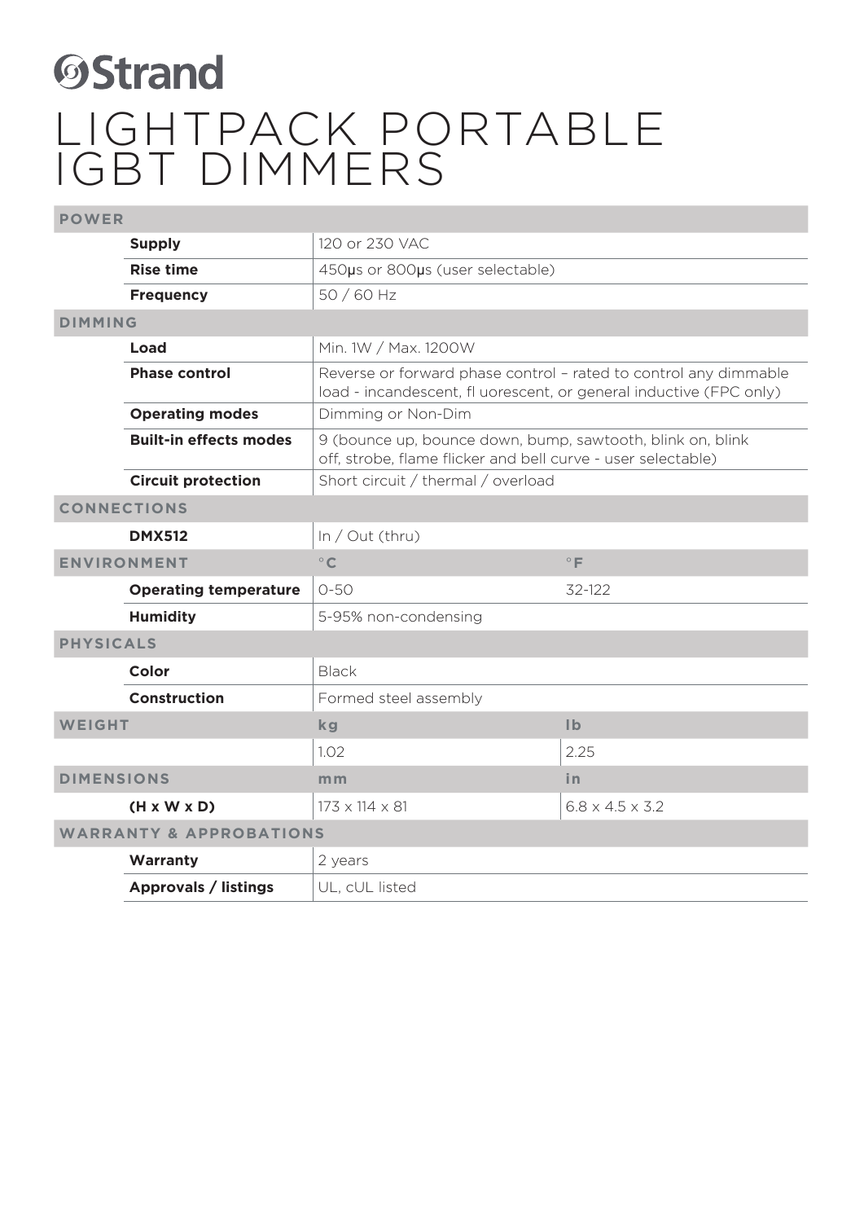Strand

# LIGHTPACK PORTABLE IGBT DIMMERS

| POWER | | |
|---|---|---|
| **Supply** | 120 or 230 VAC | |
| **Rise time** | 450μs or 800μs (user selectable) | |
| **Frequency** | 50 / 60 Hz | |
| **DIMMING** | | |
| **Load** | Min. 1W / Max. 1200W | |
| **Phase control** | Reverse or forward phase control – rated to control any dimmable load - incandescent, fl uorescent, or general inductive (FPC only) | |
| **Operating modes** | Dimming or Non-Dim | |
| **Built-in effects modes** | 9 (bounce up, bounce down, bump, sawtooth, blink on, blink off, strobe, flame flicker and bell curve - user selectable) | |
| **Circuit protection** | Short circuit / thermal / overload | |
| **CONNECTIONS** | | |
| **DMX512** | In / Out (thru) | |
| **ENVIRONMENT** | °C | °F |
| **Operating temperature** | 0-50 | 32-122 |
| **Humidity** | 5-95% non-condensing | |
| **PHYSICALS** | | |
| **Color** | Black | |
| **Construction** | Formed steel assembly | |
| **WEIGHT** | kg | lb |
| | 1.02 | 2.25 |
| **DIMENSIONS** | mm | in |
| **(H x W x D)** | 173 x 114 x 81 | 6.8 x 4.5 x 3.2 |
| **WARRANTY & APPROBATIONS** | | |
| **Warranty** | 2 years | |
| **Approvals / listings** | UL, cUL listed | |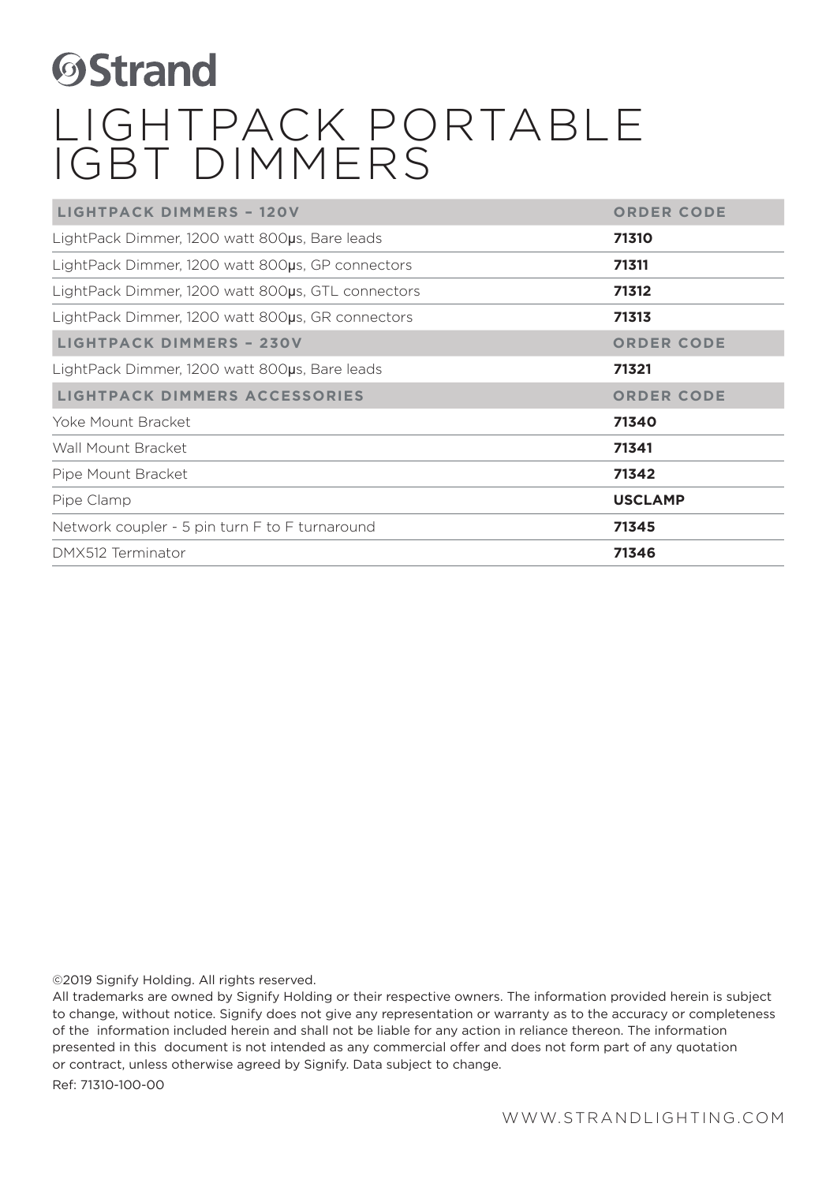# Strand

# LIGHTPACK PORTABLE IGBT DIMMERS

| LIGHTPACK DIMMERS – 120V | ORDER CODE |
|---|---|
| LightPack Dimmer, 1200 watt 800µs, Bare leads | **71310** |
| LightPack Dimmer, 1200 watt 800µs, GP connectors | **71311** |
| LightPack Dimmer, 1200 watt 800µs, GTL connectors | **71312** |
| LightPack Dimmer, 1200 watt 800µs, GR connectors | **71313** |
| **LIGHTPACK DIMMERS – 230V** | **ORDER CODE** |
| LightPack Dimmer, 1200 watt 800µs, Bare leads | **71321** |
| **LIGHTPACK DIMMERS ACCESSORIES** | **ORDER CODE** |
| Yoke Mount Bracket | **71340** |
| Wall Mount Bracket | **71341** |
| Pipe Mount Bracket | **71342** |
| Pipe Clamp | **USCLAMP** |
| Network coupler - 5 pin turn F to F turnaround | **71345** |
| DMX512 Terminator | **71346** |

©2019 Signify Holding. All rights reserved.
All trademarks are owned by Signify Holding or their respective owners. The information provided herein is subject to change, without notice. Signify does not give any representation or warranty as to the accuracy or completeness of the information included herein and shall not be liable for any action in reliance thereon. The information presented in this document is not intended as any commercial offer and does not form part of any quotation or contract, unless otherwise agreed by Signify. Data subject to change.

Ref: 71310-100-00

WWW.STRANDLIGHTING.COM